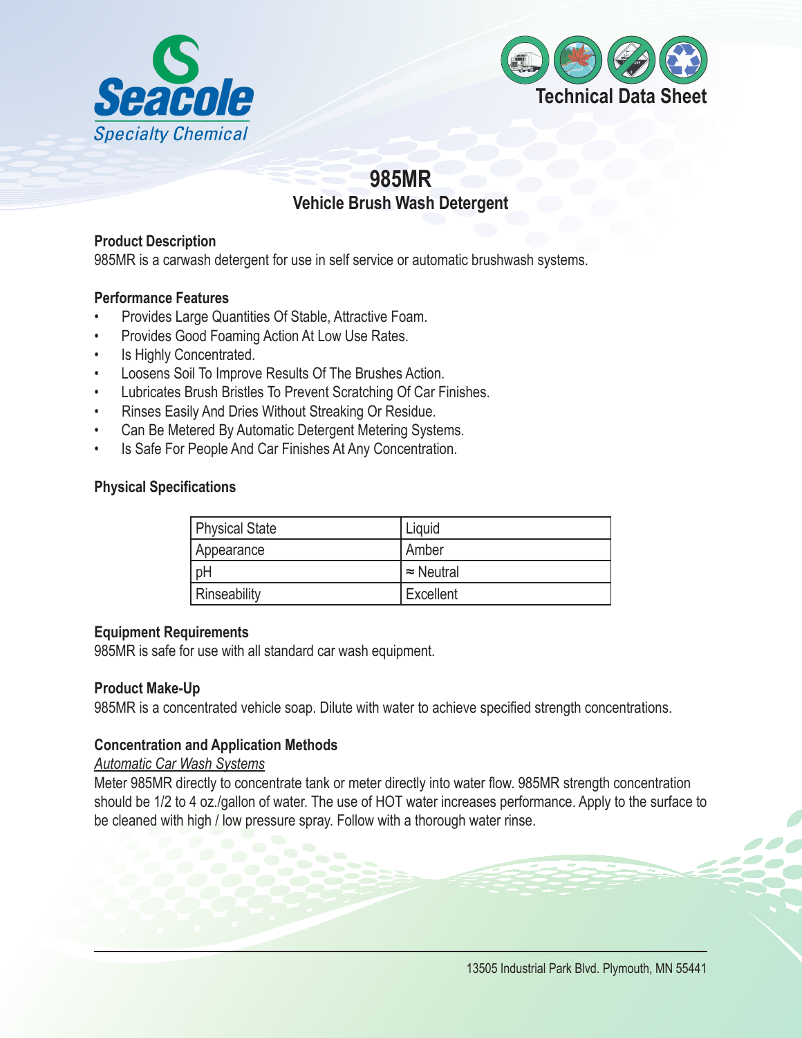Seacole
Specialty Chemical

Technical Data Sheet

# 985MR

## Vehicle Brush Wash Detergent

### Product Description

985MR is a carwash detergent for use in self service or automatic brushwash systems.

### Performance Features

- Provides Large Quantities Of Stable, Attractive Foam.
- Provides Good Foaming Action At Low Use Rates.
- Is Highly Concentrated.
- Loosens Soil To Improve Results Of The Brushes Action.
- Lubricates Brush Bristles To Prevent Scratching Of Car Finishes.
- Rinses Easily And Dries Without Streaking Or Residue.
- Can Be Metered By Automatic Detergent Metering Systems.
- Is Safe For People And Car Finishes At Any Concentration.

### Physical Specifications

| Physical State | Liquid |
|---|---|
| Appearance | Amber |
| pH | ≈ Neutral |
| Rinseability | Excellent |

### Equipment Requirements

985MR is safe for use with all standard car wash equipment.

### Product Make-Up

985MR is a concentrated vehicle soap. Dilute with water to achieve specified strength concentrations.

### Concentration and Application Methods

*Automatic Car Wash Systems*

Meter 985MR directly to concentrate tank or meter directly into water flow. 985MR strength concentration should be 1/2 to 4 oz./gallon of water. The use of HOT water increases performance. Apply to the surface to be cleaned with high / low pressure spray. Follow with a thorough water rinse.

13505 Industrial Park Blvd. Plymouth, MN 55441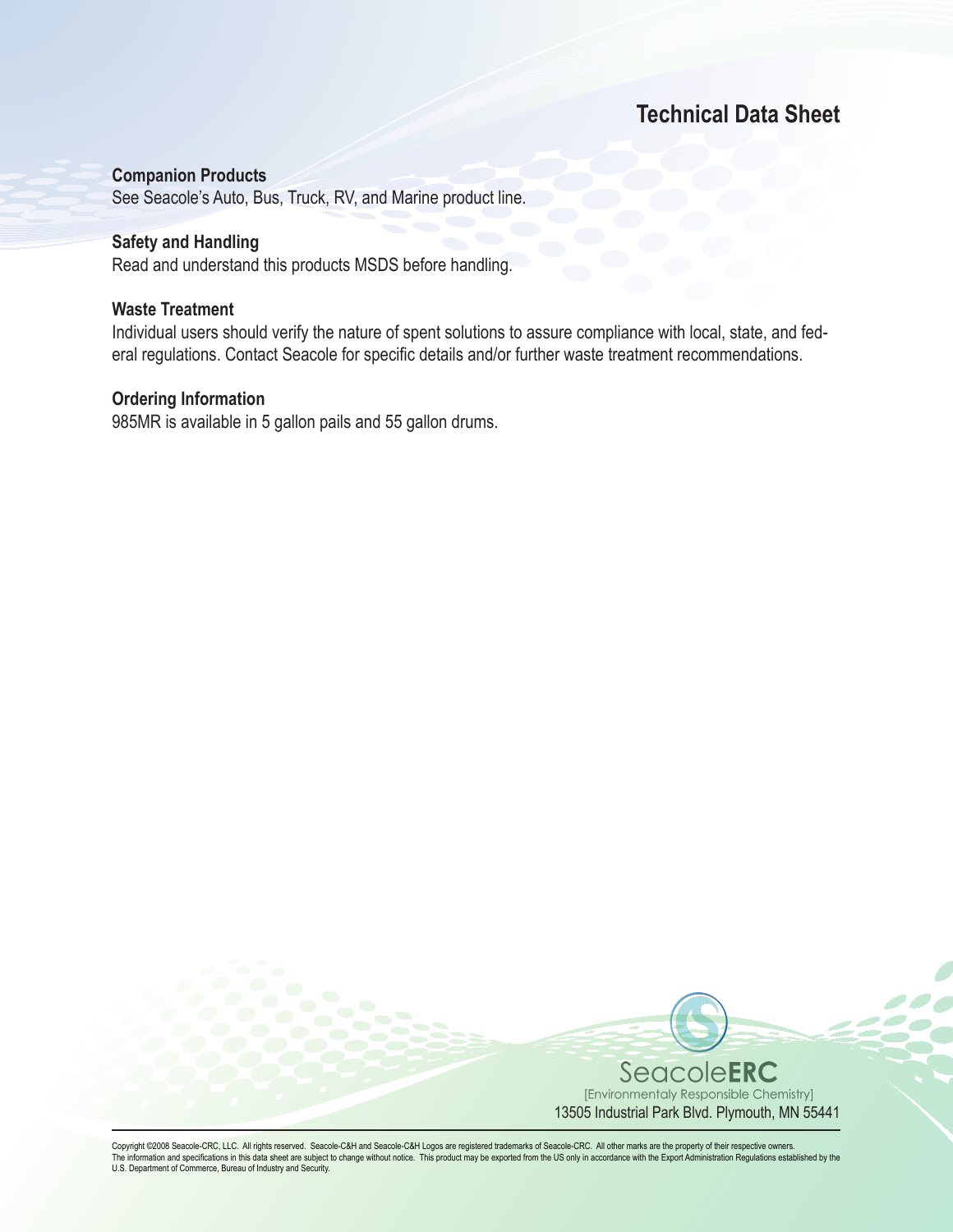## Technical Data Sheet

**Companion Products**

See Seacole's Auto, Bus, Truck, RV, and Marine product line.

**Safety and Handling**

Read and understand this products MSDS before handling.

**Waste Treatment**

Individual users should verify the nature of spent solutions to assure compliance with local, state, and federal regulations. Contact Seacole for specific details and/or further waste treatment recommendations.

**Ordering Information**

985MR is available in 5 gallon pails and 55 gallon drums.

SeacoleERC

[Environmentaly Responsible Chemistry]

13505 Industrial Park Blvd. Plymouth, MN 55441

Copyright ©2008 Seacole-CRC, LLC. All rights reserved. Seacole-C&H and Seacole-C&H Logos are registered trademarks of Seacole-CRC. All other marks are the property of their respective owners. The information and specifications in this data sheet are subject to change without notice. This product may be exported from the US only in accordance with the Export Administration Regulations established by the U.S. Department of Commerce, Bureau of Industry and Security.